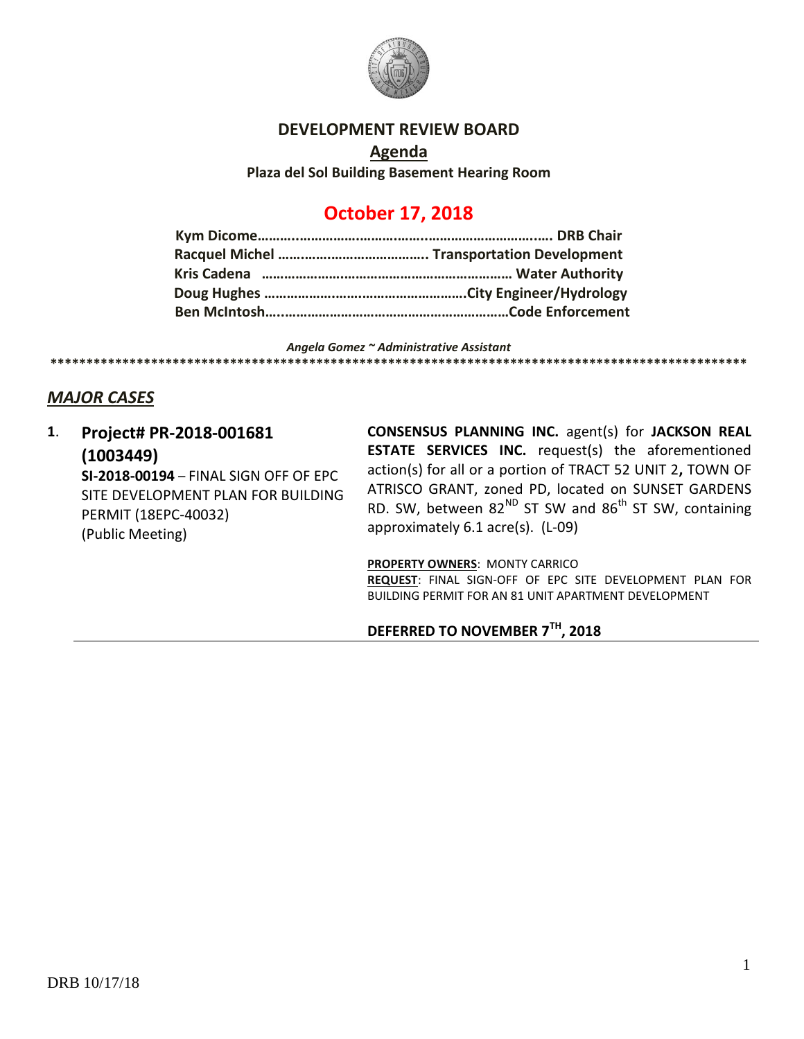# DEVELOPMENT REVIEW BOARD

## Agenda

**Plaza del Sol Building Basement Hearing Room**

## October 17, 2018

**Kym Dicome……….……………………………………………………….. DRB Chair**
**Racquel Michel ………………………………….. Transportation Development**
**Kris Cadena ………………………………………………………… Water Authority**
**Doug Hughes ……………………………………………City Engineer/Hydrology**
**Ben McIntosh…………………………………………………………Code Enforcement**

***Angela Gomez ~ Administrative Assistant***

**************************************************************************************************

### *MAJOR CASES*

1. **Project# PR-2018-001681 (1003449)**
   **SI-2018-00194** – FINAL SIGN OFF OF EPC SITE DEVELOPMENT PLAN FOR BUILDING PERMIT (18EPC-40032)
   (Public Meeting)

   **CONSENSUS PLANNING INC.** agent(s) for **JACKSON REAL ESTATE SERVICES INC.** request(s) the aforementioned action(s) for all or a portion of TRACT 52 UNIT 2**,** TOWN OF ATRISCO GRANT, zoned PD, located on SUNSET GARDENS RD. SW, between 82ND ST SW and 86th ST SW, containing approximately 6.1 acre(s). (L-09)

   **PROPERTY OWNERS**: MONTY CARRICO
   **REQUEST**: FINAL SIGN-OFF OF EPC SITE DEVELOPMENT PLAN FOR BUILDING PERMIT FOR AN 81 UNIT APARTMENT DEVELOPMENT

   **DEFERRED TO NOVEMBER 7TH, 2018**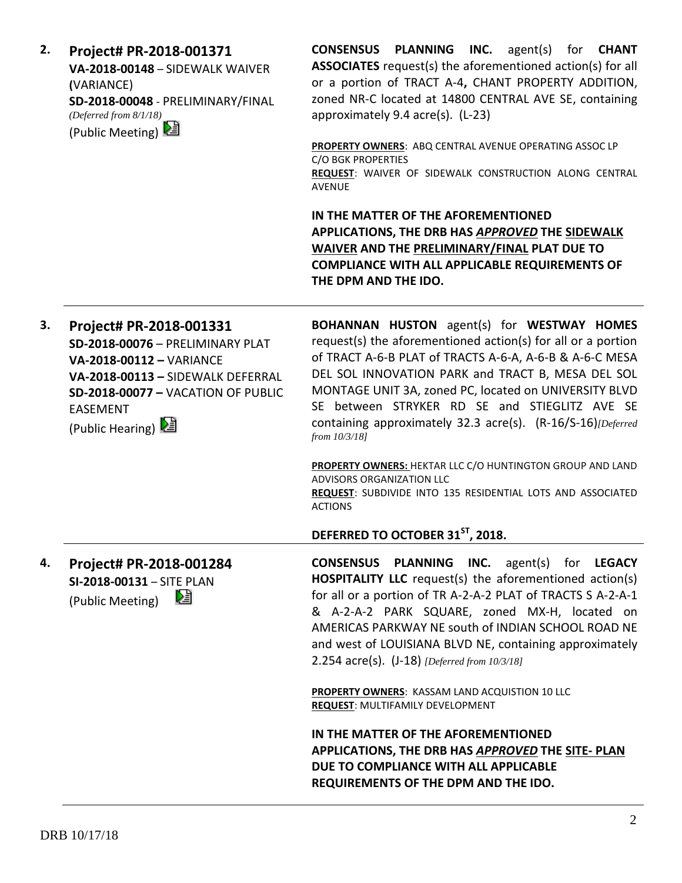**2. Project# PR-2018-001371**
**VA-2018-00148** – SIDEWALK WAIVER (VARIANCE)
**SD-2018-00048** - PRELIMINARY/FINAL
*(Deferred from 8/1/18)*
(Public Meeting)

**CONSENSUS PLANNING INC.** agent(s) for **CHANT ASSOCIATES** request(s) the aforementioned action(s) for all or a portion of TRACT A-4**,** CHANT PROPERTY ADDITION, zoned NR-C located at 14800 CENTRAL AVE SE, containing approximately 9.4 acre(s). (L-23)

**PROPERTY OWNERS**: ABQ CENTRAL AVENUE OPERATING ASSOC LP C/O BGK PROPERTIES
**REQUEST**: WAIVER OF SIDEWALK CONSTRUCTION ALONG CENTRAL AVENUE

**IN THE MATTER OF THE AFOREMENTIONED APPLICATIONS, THE DRB HAS *APPROVED* THE SIDEWALK WAIVER AND THE PRELIMINARY/FINAL PLAT DUE TO COMPLIANCE WITH ALL APPLICABLE REQUIREMENTS OF THE DPM AND THE IDO.**

---

**3. Project# PR-2018-001331**
**SD-2018-00076** – PRELIMINARY PLAT
**VA-2018-00112 –** VARIANCE
**VA-2018-00113 –** SIDEWALK DEFERRAL
**SD-2018-00077 –** VACATION OF PUBLIC EASEMENT
(Public Hearing)

**BOHANNAN HUSTON** agent(s) for **WESTWAY HOMES** request(s) the aforementioned action(s) for all or a portion of TRACT A-6-B PLAT of TRACTS A-6-A, A-6-B & A-6-C MESA DEL SOL INNOVATION PARK and TRACT B, MESA DEL SOL MONTAGE UNIT 3A, zoned PC, located on UNIVERSITY BLVD SE between STRYKER RD SE and STIEGLITZ AVE SE containing approximately 32.3 acre(s). (R-16/S-16)*[Deferred from 10/3/18]*

**PROPERTY OWNERS:** HEKTAR LLC C/O HUNTINGTON GROUP AND LAND ADVISORS ORGANIZATION LLC
**REQUEST**: SUBDIVIDE INTO 135 RESIDENTIAL LOTS AND ASSOCIATED ACTIONS

**DEFERRED TO OCTOBER 31ST, 2018.**

---

**4. Project# PR-2018-001284**
**SI-2018-00131** – SITE PLAN
(Public Meeting)

**CONSENSUS PLANNING INC.** agent(s) for **LEGACY HOSPITALITY LLC** request(s) the aforementioned action(s) for all or a portion of TR A-2-A-2 PLAT of TRACTS S A-2-A-1 & A-2-A-2 PARK SQUARE, zoned MX-H, located on AMERICAS PARKWAY NE south of INDIAN SCHOOL ROAD NE and west of LOUISIANA BLVD NE, containing approximately 2.254 acre(s). (J-18) *[Deferred from 10/3/18]*

**PROPERTY OWNERS**: KASSAM LAND ACQUISTION 10 LLC
**REQUEST**: MULTIFAMILY DEVELOPMENT

**IN THE MATTER OF THE AFOREMENTIONED APPLICATIONS, THE DRB HAS *APPROVED* THE SITE- PLAN DUE TO COMPLIANCE WITH ALL APPLICABLE REQUIREMENTS OF THE DPM AND THE IDO.**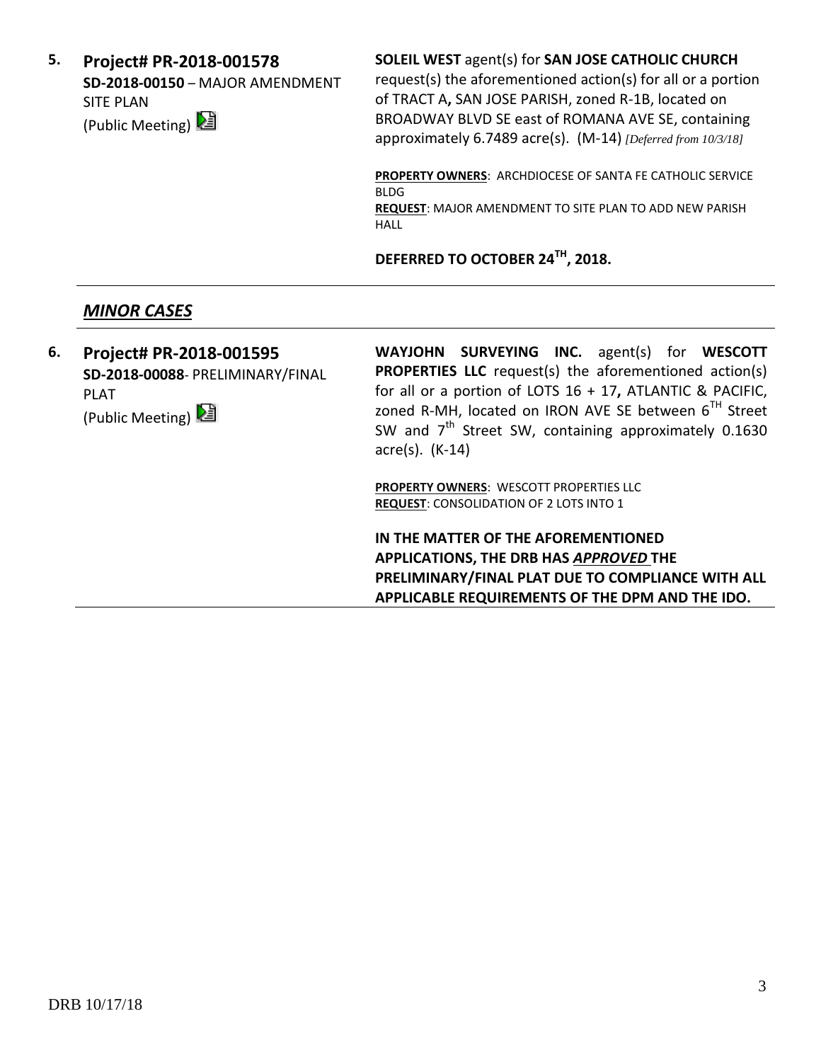**5.** **Project# PR-2018-001578**
**SD-2018-00150** – MAJOR AMENDMENT SITE PLAN
(Public Meeting)

**SOLEIL WEST** agent(s) for **SAN JOSE CATHOLIC CHURCH** request(s) the aforementioned action(s) for all or a portion of TRACT A**,** SAN JOSE PARISH, zoned R-1B, located on BROADWAY BLVD SE east of ROMANA AVE SE, containing approximately 6.7489 acre(s). (M-14) *[Deferred from 10/3/18]*

**PROPERTY OWNERS**: ARCHDIOCESE OF SANTA FE CATHOLIC SERVICE BLDG
**REQUEST**: MAJOR AMENDMENT TO SITE PLAN TO ADD NEW PARISH HALL

**DEFERRED TO OCTOBER 24TH, 2018.**

---

## ***MINOR CASES***

---

**6.** **Project# PR-2018-001595**
**SD-2018-00088**- PRELIMINARY/FINAL PLAT
(Public Meeting)

**WAYJOHN SURVEYING INC.** agent(s) for **WESCOTT PROPERTIES LLC** request(s) the aforementioned action(s) for all or a portion of LOTS 16 + 17**,** ATLANTIC & PACIFIC, zoned R-MH, located on IRON AVE SE between 6TH Street SW and 7th Street SW, containing approximately 0.1630 acre(s). (K-14)

**PROPERTY OWNERS**: WESCOTT PROPERTIES LLC
**REQUEST**: CONSOLIDATION OF 2 LOTS INTO 1

**IN THE MATTER OF THE AFOREMENTIONED APPLICATIONS, THE DRB HAS *APPROVED* THE PRELIMINARY/FINAL PLAT DUE TO COMPLIANCE WITH ALL APPLICABLE REQUIREMENTS OF THE DPM AND THE IDO.**

DRB 10/17/18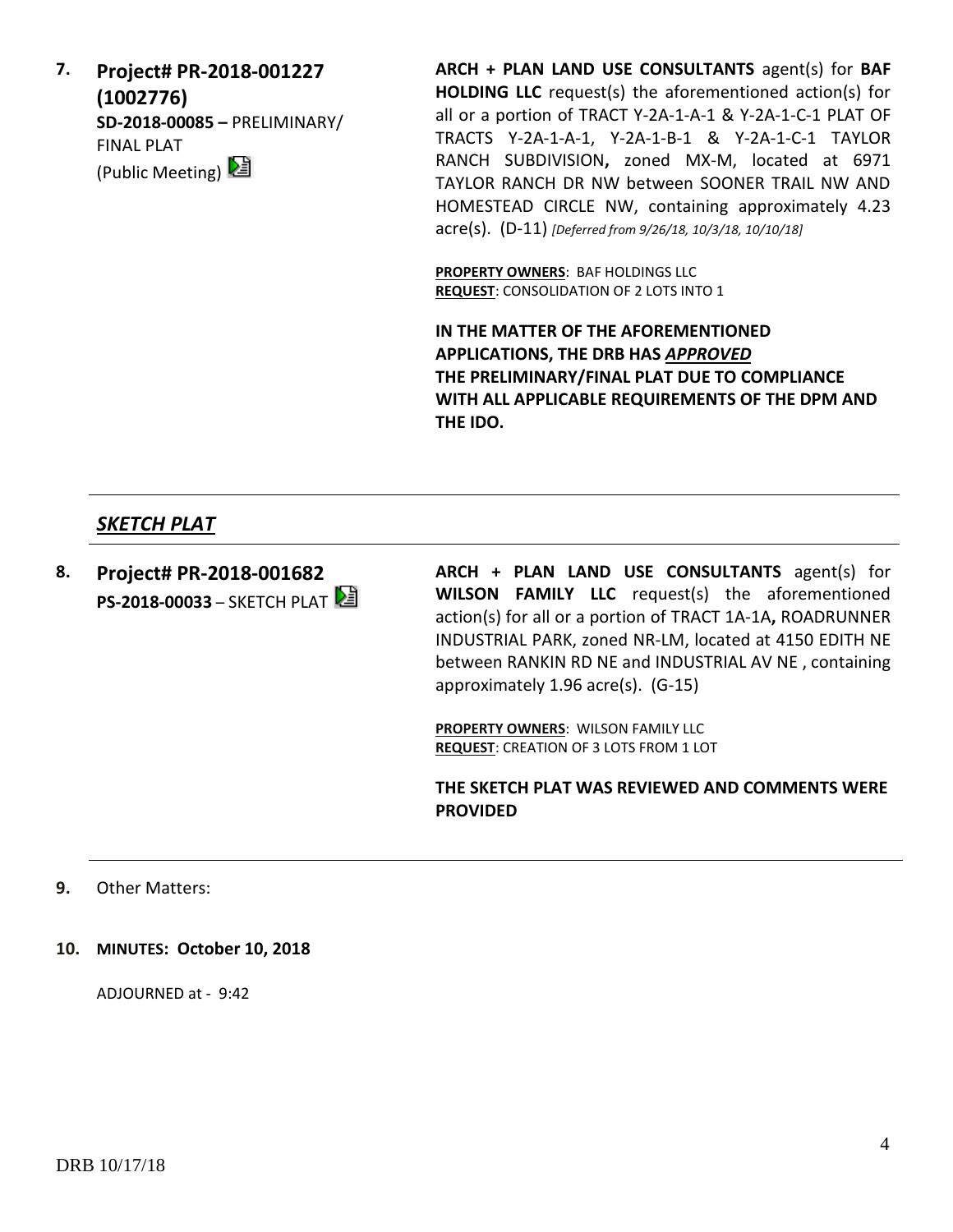**7. Project# PR-2018-001227 (1002776)**
**SD-2018-00085 –** PRELIMINARY/ FINAL PLAT (Public Meeting)

**ARCH + PLAN LAND USE CONSULTANTS** agent(s) for **BAF HOLDING LLC** request(s) the aforementioned action(s) for all or a portion of TRACT Y-2A-1-A-1 & Y-2A-1-C-1 PLAT OF TRACTS Y-2A-1-A-1, Y-2A-1-B-1 & Y-2A-1-C-1 TAYLOR RANCH SUBDIVISION**,** zoned MX-M, located at 6971 TAYLOR RANCH DR NW between SOONER TRAIL NW AND HOMESTEAD CIRCLE NW, containing approximately 4.23 acre(s). (D-11) *[Deferred from 9/26/18, 10/3/18, 10/10/18]*

**PROPERTY OWNERS**: BAF HOLDINGS LLC
**REQUEST**: CONSOLIDATION OF 2 LOTS INTO 1

**IN THE MATTER OF THE AFOREMENTIONED APPLICATIONS, THE DRB HAS *APPROVED* THE PRELIMINARY/FINAL PLAT DUE TO COMPLIANCE WITH ALL APPLICABLE REQUIREMENTS OF THE DPM AND THE IDO.**

---

***SKETCH PLAT***

---

**8. Project# PR-2018-001682**
**PS-2018-00033** – SKETCH PLAT

**ARCH + PLAN LAND USE CONSULTANTS** agent(s) for **WILSON FAMILY LLC** request(s) the aforementioned action(s) for all or a portion of TRACT 1A-1A**,** ROADRUNNER INDUSTRIAL PARK, zoned NR-LM, located at 4150 EDITH NE between RANKIN RD NE and INDUSTRIAL AV NE , containing approximately 1.96 acre(s). (G-15)

**PROPERTY OWNERS**: WILSON FAMILY LLC
**REQUEST**: CREATION OF 3 LOTS FROM 1 LOT

**THE SKETCH PLAT WAS REVIEWED AND COMMENTS WERE PROVIDED**

---

**9.** Other Matters:

**10. MINUTES: October 10, 2018**

ADJOURNED at - 9:42